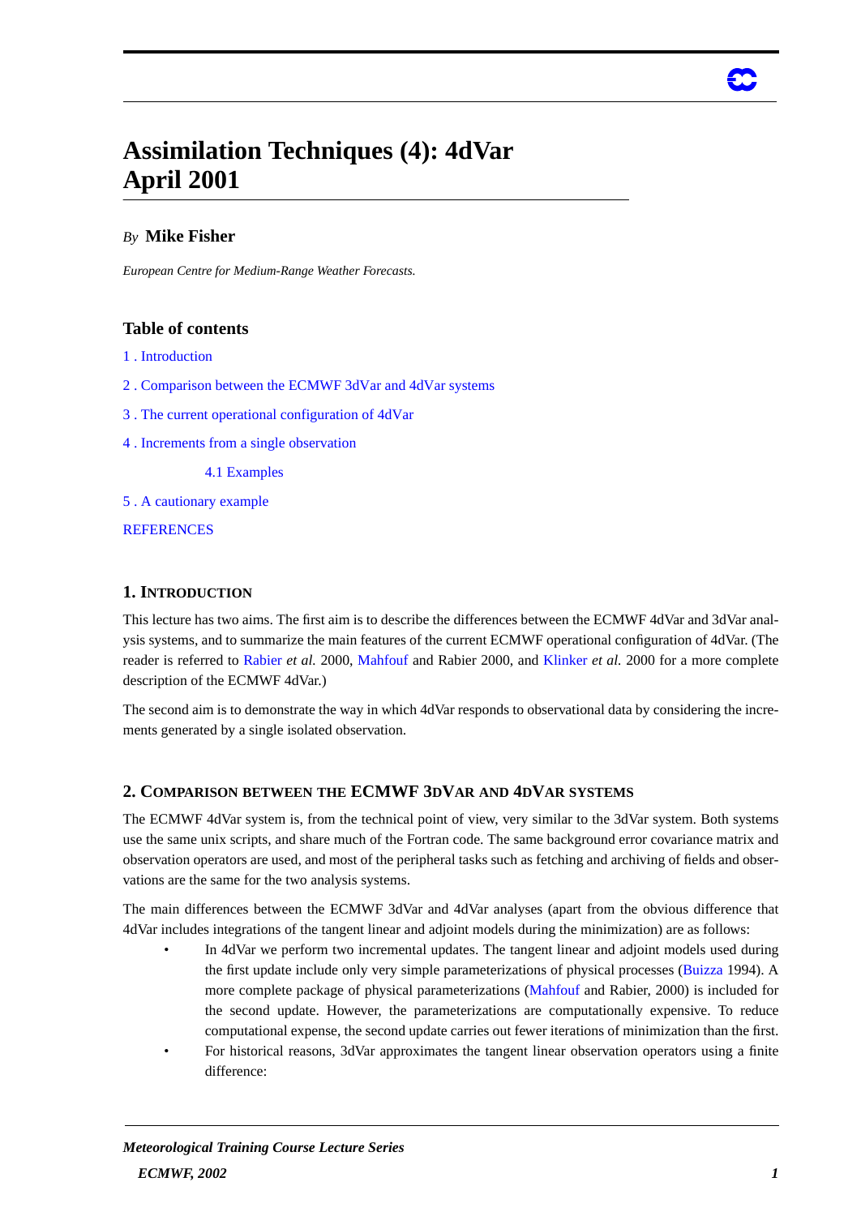# Assimilation Techniques (4): 4dVar April 2001

*By* **Mike Fisher**

*European Centre for Medium-Range Weather Forecasts.*

## Table of contents

1 . Introduction

2 . Comparison between the ECMWF 3dVar and 4dVar systems

3 . The current operational configuration of 4dVar

4 . Increments from a single observation

4.1 Examples

5 . A cautionary example

REFERENCES

## 1. Introduction

This lecture has two aims. The first aim is to describe the differences between the ECMWF 4dVar and 3dVar analysis systems, and to summarize the main features of the current ECMWF operational configuration of 4dVar. (The reader is referred to Rabier *et al.* 2000, Mahfouf and Rabier 2000, and Klinker *et al.* 2000 for a more complete description of the ECMWF 4dVar.)

The second aim is to demonstrate the way in which 4dVar responds to observational data by considering the increments generated by a single isolated observation.

## 2. Comparison between the ECMWF 3dVar and 4dVar systems

The ECMWF 4dVar system is, from the technical point of view, very similar to the 3dVar system. Both systems use the same unix scripts, and share much of the Fortran code. The same background error covariance matrix and observation operators are used, and most of the peripheral tasks such as fetching and archiving of fields and observations are the same for the two analysis systems.

The main differences between the ECMWF 3dVar and 4dVar analyses (apart from the obvious difference that 4dVar includes integrations of the tangent linear and adjoint models during the minimization) are as follows:

- In 4dVar we perform two incremental updates. The tangent linear and adjoint models used during the first update include only very simple parameterizations of physical processes (Buizza 1994). A more complete package of physical parameterizations (Mahfouf and Rabier, 2000) is included for the second update. However, the parameterizations are computationally expensive. To reduce computational expense, the second update carries out fewer iterations of minimization than the first.
- For historical reasons, 3dVar approximates the tangent linear observation operators using a finite difference: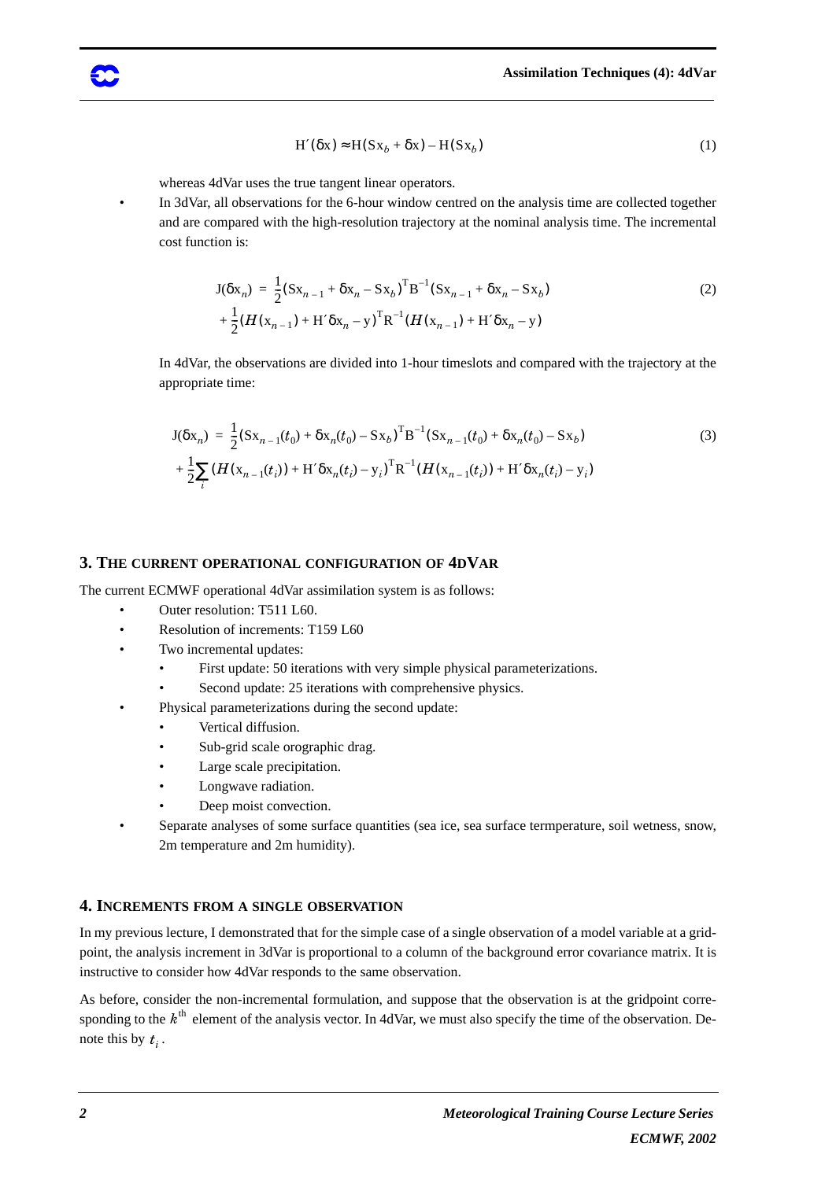$$H'(\delta x) \approx H(Sx_b + \delta x) - H(Sx_b) \tag{1}$$

whereas 4dVar uses the true tangent linear operators.

- In 3dVar, all observations for the 6-hour window centred on the analysis time are collected together and are compared with the high-resolution trajectory at the nominal analysis time. The incremental cost function is:

$$\begin{aligned} J(\delta x_n) &= \frac{1}{2}(Sx_{n-1} + \delta x_n - Sx_b)^T B^{-1}(Sx_{n-1} + \delta x_n - Sx_b) \\ &+ \frac{1}{2}(H(x_{n-1}) + H'\delta x_n - y)^T R^{-1}(H(x_{n-1}) + H'\delta x_n - y) \end{aligned} \tag{2}$$

In 4dVar, the observations are divided into 1-hour timeslots and compared with the trajectory at the appropriate time:

$$\begin{aligned} J(\delta x_n) &= \frac{1}{2}(Sx_{n-1}(t_0) + \delta x_n(t_0) - Sx_b)^T B^{-1}(Sx_{n-1}(t_0) + \delta x_n(t_0) - Sx_b) \\ &+ \frac{1}{2}\sum_i (H(x_{n-1}(t_i)) + H'\delta x_n(t_i) - y_i)^T R^{-1}(H(x_{n-1}(t_i)) + H'\delta x_n(t_i) - y_i) \end{aligned} \tag{3}$$

## 3. THE CURRENT OPERATIONAL CONFIGURATION OF 4DVAR

The current ECMWF operational 4dVar assimilation system is as follows:

- Outer resolution: T511 L60.
- Resolution of increments: T159 L60
- Two incremental updates:
  - First update: 50 iterations with very simple physical parameterizations.
  - Second update: 25 iterations with comprehensive physics.
- Physical parameterizations during the second update:
  - Vertical diffusion.
  - Sub-grid scale orographic drag.
  - Large scale precipitation.
  - Longwave radiation.
  - Deep moist convection.
- Separate analyses of some surface quantities (sea ice, sea surface termperature, soil wetness, snow, 2m temperature and 2m humidity).

## 4. INCREMENTS FROM A SINGLE OBSERVATION

In my previous lecture, I demonstrated that for the simple case of a single observation of a model variable at a gridpoint, the analysis increment in 3dVar is proportional to a column of the background error covariance matrix. It is instructive to consider how 4dVar responds to the same observation.

As before, consider the non-incremental formulation, and suppose that the observation is at the gridpoint corresponding to the $k^{\text{th}}$ element of the analysis vector. In 4dVar, we must also specify the time of the observation. Denote this by $t_i$.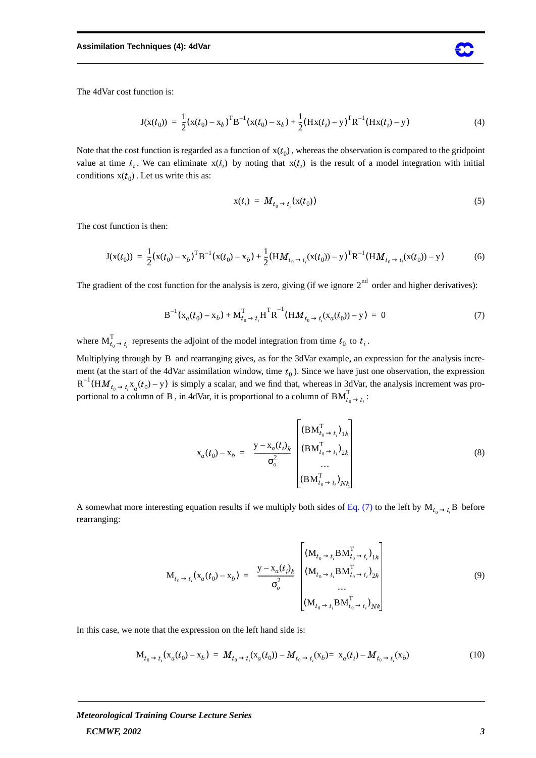The 4dVar cost function is:

$$J(x(t_0)) = \frac{1}{2}(x(t_0) - x_b)^T B^{-1}(x(t_0) - x_b) + \frac{1}{2}(Hx(t_i) - y)^T R^{-1}(Hx(t_i) - y) \tag{4}$$

Note that the cost function is regarded as a function of $x(t_0)$, whereas the observation is compared to the gridpoint value at time $t_i$. We can eliminate $x(t_i)$ by noting that $x(t_i)$ is the result of a model integration with initial conditions $x(t_0)$. Let us write this as:

$$x(t_i) = M_{t_0 \to t_i}(x(t_0)) \tag{5}$$

The cost function is then:

$$J(x(t_0)) = \frac{1}{2}(x(t_0) - x_b)^T B^{-1}(x(t_0) - x_b) + \frac{1}{2}(HM_{t_0 \to t_i}(x(t_0)) - y)^T R^{-1}(HM_{t_0 \to t_i}(x(t_0)) - y) \tag{6}$$

The gradient of the cost function for the analysis is zero, giving (if we ignore $2^{nd}$ order and higher derivatives):

$$B^{-1}(x_a(t_0) - x_b) + M^T_{t_0 \to t_i} H^T R^{-1}(HM_{t_0 \to t_i}(x_a(t_0)) - y) = 0 \tag{7}$$

where $M^T_{t_0 \to t_i}$ represents the adjoint of the model integration from time $t_0$ to $t_i$.

Multiplying through by $B$ and rearranging gives, as for the 3dVar example, an expression for the analysis increment (at the start of the 4dVar assimilation window, time $t_0$). Since we have just one observation, the expression $R^{-1}(HM_{t_0 \to t_i} x_a(t_0) - y)$ is simply a scalar, and we find that, whereas in 3dVar, the analysis increment was proportional to a column of $B$, in 4dVar, it is proportional to a column of $BM^T_{t_0 \to t_i}$:

$$x_a(t_0) - x_b = \frac{y - x_a(t_i)_k}{\sigma_o^2} \begin{bmatrix} (BM^T_{t_0 \to t_i})_{1k} \\ (BM^T_{t_0 \to t_i})_{2k} \\ \dots \\ (BM^T_{t_0 \to t_i})_{Nk} \end{bmatrix} \tag{8}$$

A somewhat more interesting equation results if we multiply both sides of Eq. (7) to the left by $M_{t_0 \to t_i} B$ before rearranging:

$$M_{t_0 \to t_i}(x_a(t_0) - x_b) = \frac{y - x_a(t_i)_k}{\sigma_o^2} \begin{bmatrix} (M_{t_0 \to t_i} BM^T_{t_0 \to t_i})_{1k} \\ (M_{t_0 \to t_i} BM^T_{t_0 \to t_i})_{2k} \\ \dots \\ (M_{t_0 \to t_i} BM^T_{t_0 \to t_i})_{Nk} \end{bmatrix} \tag{9}$$

In this case, we note that the expression on the left hand side is:

$$M_{t_0 \to t_i}(x_a(t_0) - x_b) = M_{t_0 \to t_i}(x_a(t_0)) - M_{t_0 \to t_i}(x_b) = x_a(t_i) - M_{t_0 \to t_i}(x_b) \tag{10}$$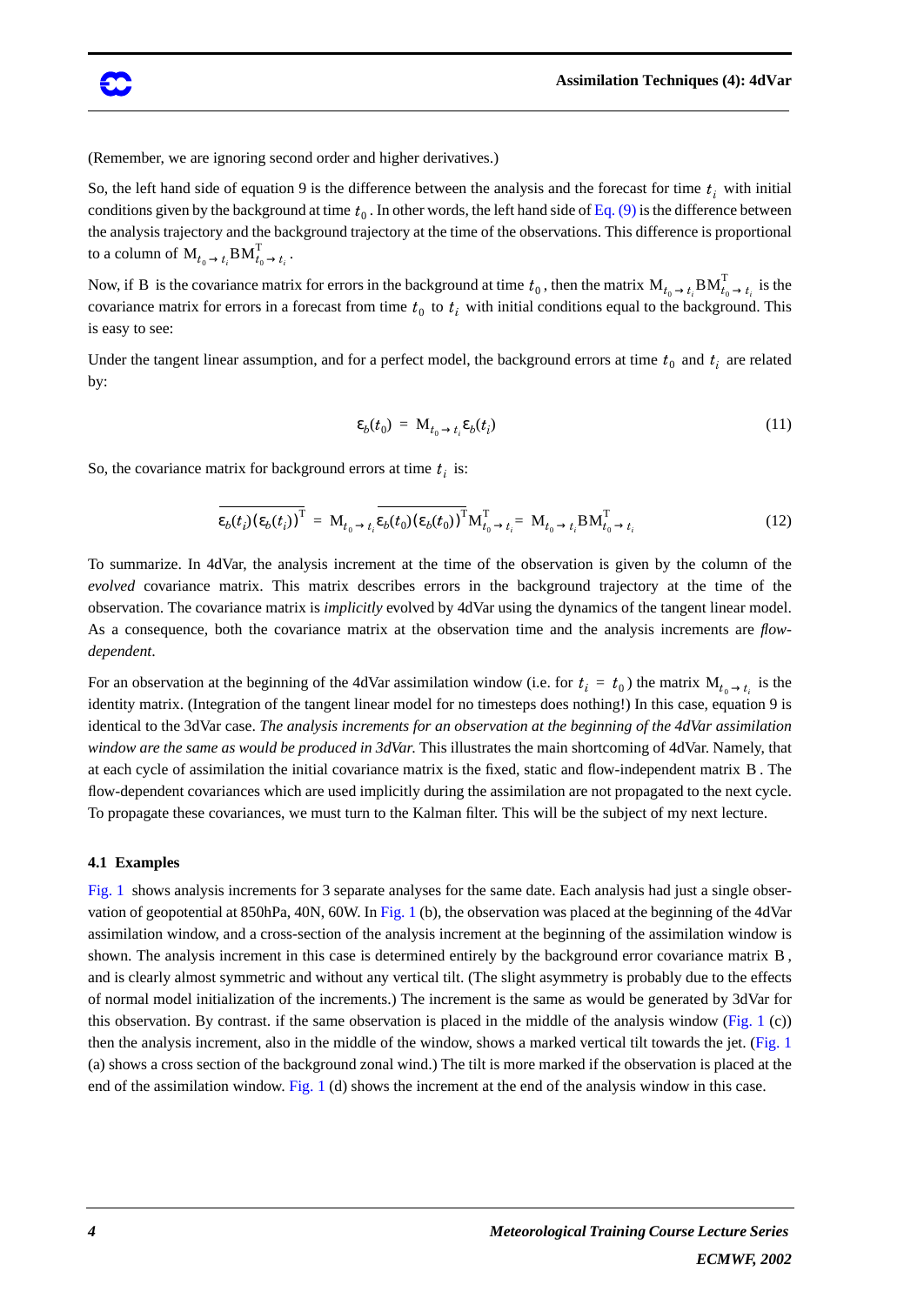(Remember, we are ignoring second order and higher derivatives.)

So, the left hand side of equation 9 is the difference between the analysis and the forecast for time $t_i$ with initial conditions given by the background at time $t_0$. In other words, the left hand side of Eq. (9) is the difference between the analysis trajectory and the background trajectory at the time of the observations. This difference is proportional to a column of $\mathrm{M}_{t_0 \to t_i} \mathrm{B} \mathrm{M}^{\mathrm{T}}_{t_0 \to t_i}$.

Now, if $\mathrm{B}$ is the covariance matrix for errors in the background at time $t_0$, then the matrix $\mathrm{M}_{t_0 \to t_i} \mathrm{B} \mathrm{M}^{\mathrm{T}}_{t_0 \to t_i}$ is the covariance matrix for errors in a forecast from time $t_0$ to $t_i$ with initial conditions equal to the background. This is easy to see:

Under the tangent linear assumption, and for a perfect model, the background errors at time $t_0$ and $t_i$ are related by:

$$\varepsilon_b(t_0) = \mathrm{M}_{t_0 \to t_i} \varepsilon_b(t_i) \tag{11}$$

So, the covariance matrix for background errors at time $t_i$ is:

$$\overline{\varepsilon_b(t_i)(\varepsilon_b(t_i))^{\mathrm{T}}} = \mathrm{M}_{t_0 \to t_i} \overline{\varepsilon_b(t_0)(\varepsilon_b(t_0))^{\mathrm{T}}} \mathrm{M}^{\mathrm{T}}_{t_0 \to t_i} = \mathrm{M}_{t_0 \to t_i} \mathrm{B} \mathrm{M}^{\mathrm{T}}_{t_0 \to t_i} \tag{12}$$

To summarize. In 4dVar, the analysis increment at the time of the observation is given by the column of the *evolved* covariance matrix. This matrix describes errors in the background trajectory at the time of the observation. The covariance matrix is *implicitly* evolved by 4dVar using the dynamics of the tangent linear model. As a consequence, both the covariance matrix at the observation time and the analysis increments are *flow-dependent*.

For an observation at the beginning of the 4dVar assimilation window (i.e. for $t_i = t_0$) the matrix $\mathrm{M}_{t_0 \to t_i}$ is the identity matrix. (Integration of the tangent linear model for no timesteps does nothing!) In this case, equation 9 is identical to the 3dVar case. *The analysis increments for an observation at the beginning of the 4dVar assimilation window are the same as would be produced in 3dVar.* This illustrates the main shortcoming of 4dVar. Namely, that at each cycle of assimilation the initial covariance matrix is the fixed, static and flow-independent matrix $\mathrm{B}$. The flow-dependent covariances which are used implicitly during the assimilation are not propagated to the next cycle. To propagate these covariances, we must turn to the Kalman filter. This will be the subject of my next lecture.

### 4.1 Examples

Fig. 1 shows analysis increments for 3 separate analyses for the same date. Each analysis had just a single observation of geopotential at 850hPa, 40N, 60W. In Fig. 1 (b), the observation was placed at the beginning of the 4dVar assimilation window, and a cross-section of the analysis increment at the beginning of the assimilation window is shown. The analysis increment in this case is determined entirely by the background error covariance matrix $\mathrm{B}$, and is clearly almost symmetric and without any vertical tilt. (The slight asymmetry is probably due to the effects of normal model initialization of the increments.) The increment is the same as would be generated by 3dVar for this observation. By contrast. if the same observation is placed in the middle of the analysis window (Fig. 1 (c)) then the analysis increment, also in the middle of the window, shows a marked vertical tilt towards the jet. (Fig. 1 (a) shows a cross section of the background zonal wind.) The tilt is more marked if the observation is placed at the end of the assimilation window. Fig. 1 (d) shows the increment at the end of the analysis window in this case.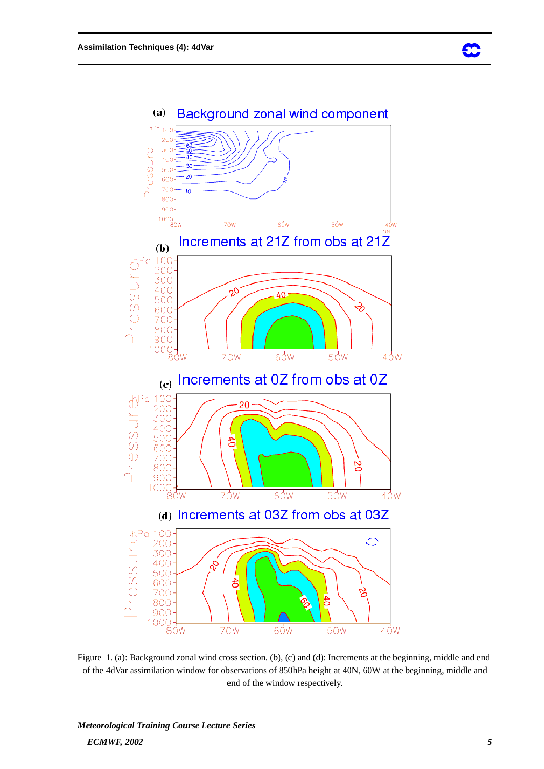Figure 1. (a): Background zonal wind cross section. (b), (c) and (d): Increments at the beginning, middle and end of the 4dVar assimilation window for observations of 850hPa height at 40N, 60W at the beginning, middle and end of the window respectively.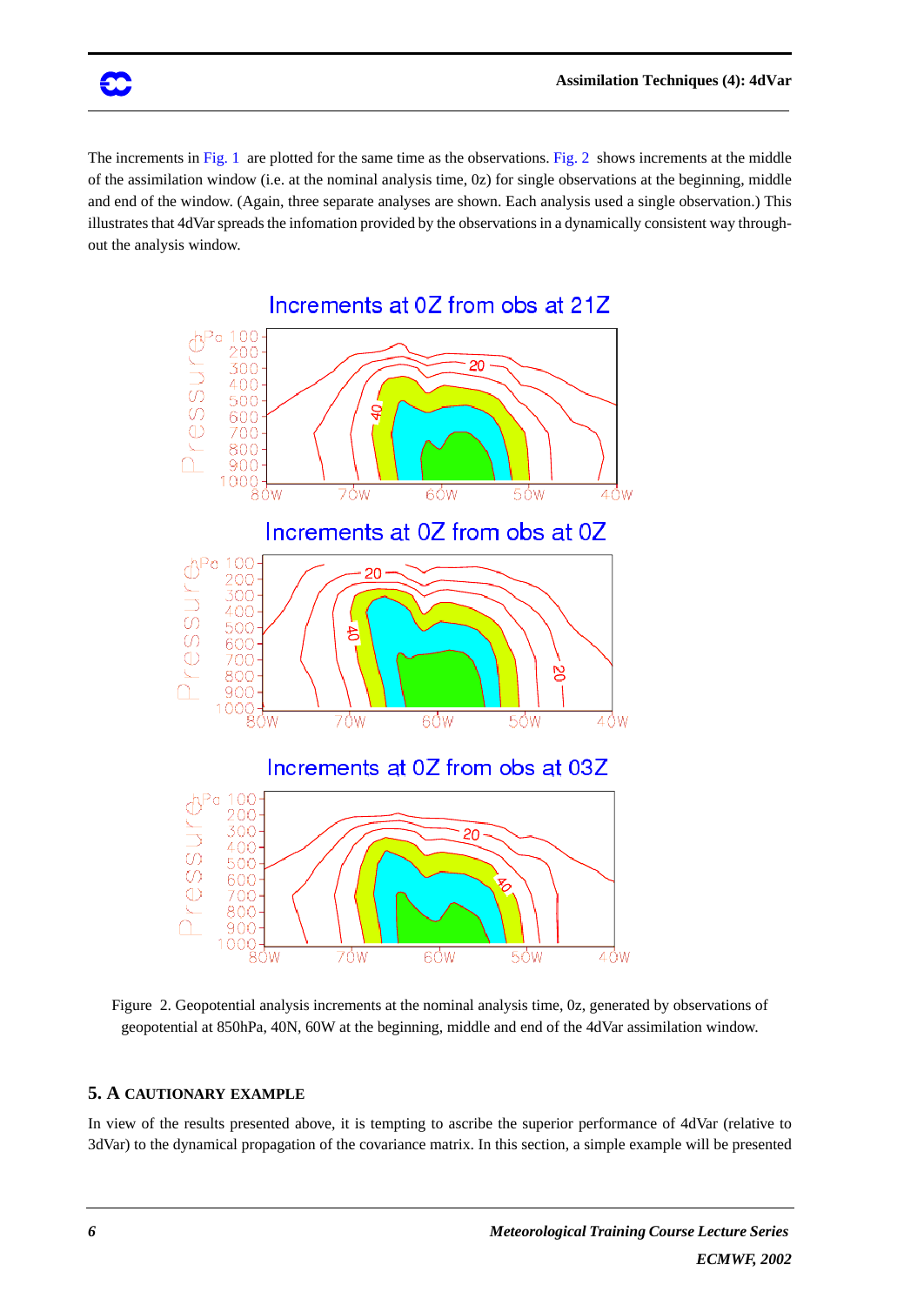The increments in Fig. 1 are plotted for the same time as the observations. Fig. 2 shows increments at the middle of the assimilation window (i.e. at the nominal analysis time, 0z) for single observations at the beginning, middle and end of the window. (Again, three separate analyses are shown. Each analysis used a single observation.) This illustrates that 4dVar spreads the infomation provided by the observations in a dynamically consistent way throughout the analysis window.

Figure 2. Geopotential analysis increments at the nominal analysis time, 0z, generated by observations of geopotential at 850hPa, 40N, 60W at the beginning, middle and end of the 4dVar assimilation window.

## 5. A CAUTIONARY EXAMPLE

In view of the results presented above, it is tempting to ascribe the superior performance of 4dVar (relative to 3dVar) to the dynamical propagation of the covariance matrix. In this section, a simple example will be presented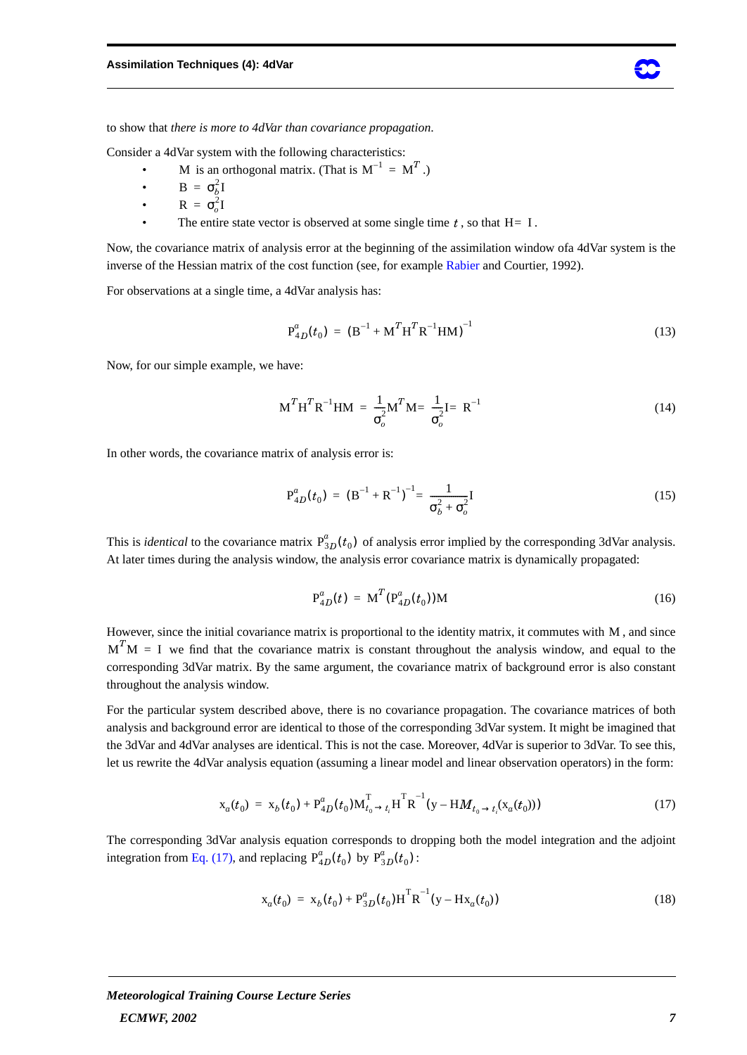to show that *there is more to 4dVar than covariance propagation.*

Consider a 4dVar system with the following characteristics:

- $\mathrm{M}$ is an orthogonal matrix. (That is $\mathrm{M}^{-1} = \mathrm{M}^{T}$.)
- $\mathrm{B} = \sigma_b^2 \mathrm{I}$
- $\mathrm{R} = \sigma_o^2 \mathrm{I}$
- The entire state vector is observed at some single time $t$, so that $\mathrm{H} = \mathrm{I}$.

Now, the covariance matrix of analysis error at the beginning of the assimilation window ofa 4dVar system is the inverse of the Hessian matrix of the cost function (see, for example Rabier and Courtier, 1992).

For observations at a single time, a 4dVar analysis has:

$$\mathrm{P}^a_{4D}(t_0) = (\mathrm{B}^{-1} + \mathrm{M}^T \mathrm{H}^T \mathrm{R}^{-1} \mathrm{H} \mathrm{M})^{-1} \tag{13}$$

Now, for our simple example, we have:

$$\mathrm{M}^T \mathrm{H}^T \mathrm{R}^{-1} \mathrm{H} \mathrm{M} = \frac{1}{\sigma_o^2} \mathrm{M}^T \mathrm{M} = \frac{1}{\sigma_o^2} \mathrm{I} = \mathrm{R}^{-1} \tag{14}$$

In other words, the covariance matrix of analysis error is:

$$\mathrm{P}^a_{4D}(t_0) = (\mathrm{B}^{-1} + \mathrm{R}^{-1})^{-1} = \frac{1}{\sigma_b^2 + \sigma_o^2} \mathrm{I} \tag{15}$$

This is *identical* to the covariance matrix $\mathrm{P}^a_{3D}(t_0)$ of analysis error implied by the corresponding 3dVar analysis. At later times during the analysis window, the analysis error covariance matrix is dynamically propagated:

$$\mathrm{P}^a_{4D}(t) = \mathrm{M}^T (\mathrm{P}^a_{4D}(t_0)) \mathrm{M} \tag{16}$$

However, since the initial covariance matrix is proportional to the identity matrix, it commutes with $\mathrm{M}$, and since $\mathrm{M}^T \mathrm{M} = \mathrm{I}$ we find that the covariance matrix is constant throughout the analysis window, and equal to the corresponding 3dVar matrix. By the same argument, the covariance matrix of background error is also constant throughout the analysis window.

For the particular system described above, there is no covariance propagation. The covariance matrices of both analysis and background error are identical to those of the corresponding 3dVar system. It might be imagined that the 3dVar and 4dVar analyses are identical. This is not the case. Moreover, 4dVar is superior to 3dVar. To see this, let us rewrite the 4dVar analysis equation (assuming a linear model and linear observation operators) in the form:

$$\mathrm{x}_a(t_0) = \mathrm{x}_b(t_0) + \mathrm{P}^a_{4D}(t_0) \mathrm{M}^{\mathrm{T}}_{t_0 \to t_i} \mathrm{H}^{\mathrm{T}} \mathrm{R}^{-1} (\mathrm{y} - \mathrm{H} M_{t_0 \to t_i}(\mathrm{x}_a(t_0))) \tag{17}$$

The corresponding 3dVar analysis equation corresponds to dropping both the model integration and the adjoint integration from Eq. (17), and replacing $\mathrm{P}^a_{4D}(t_0)$ by $\mathrm{P}^a_{3D}(t_0)$:

$$\mathrm{x}_a(t_0) = \mathrm{x}_b(t_0) + \mathrm{P}^a_{3D}(t_0) \mathrm{H}^{\mathrm{T}} \mathrm{R}^{-1} (\mathrm{y} - \mathrm{H} \mathrm{x}_a(t_0)) \tag{18}$$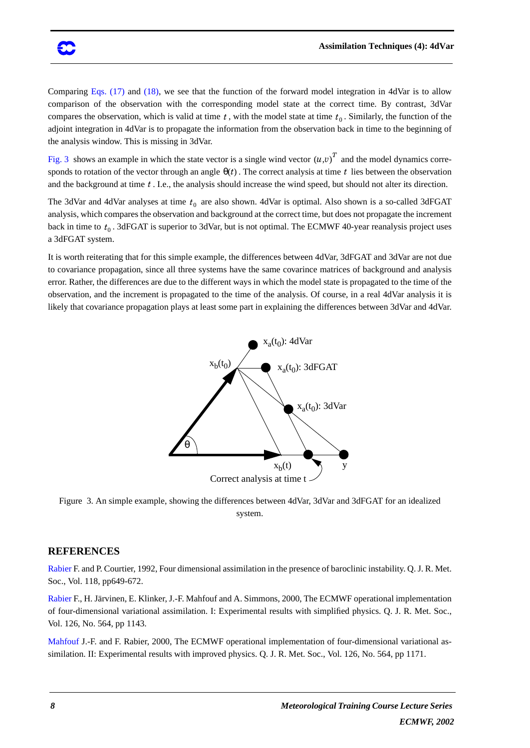Comparing Eqs. (17) and (18), we see that the function of the forward model integration in 4dVar is to allow comparison of the observation with the corresponding model state at the correct time. By contrast, 3dVar compares the observation, which is valid at time $t$, with the model state at time $t_0$. Similarly, the function of the adjoint integration in 4dVar is to propagate the information from the observation back in time to the beginning of the analysis window. This is missing in 3dVar.

Fig. 3 shows an example in which the state vector is a single wind vector $(u,v)^T$ and the model dynamics corresponds to rotation of the vector through an angle $\theta(t)$. The correct analysis at time $t$ lies between the observation and the background at time $t$. I.e., the analysis should increase the wind speed, but should not alter its direction.

The 3dVar and 4dVar analyses at time $t_0$ are also shown. 4dVar is optimal. Also shown is a so-called 3dFGAT analysis, which compares the observation and background at the correct time, but does not propagate the increment back in time to $t_0$. 3dFGAT is superior to 3dVar, but is not optimal. The ECMWF 40-year reanalysis project uses a 3dFGAT system.

It is worth reiterating that for this simple example, the differences between 4dVar, 3dFGAT and 3dVar are not due to covariance propagation, since all three systems have the same covarince matrices of background and analysis error. Rather, the differences are due to the different ways in which the model state is propagated to the time of the observation, and the increment is propagated to the time of the analysis. Of course, in a real 4dVar analysis it is likely that covariance propagation plays at least some part in explaining the differences between 3dVar and 4dVar.

Figure 3. An simple example, showing the differences between 4dVar, 3dVar and 3dFGAT for an idealized system.

## REFERENCES

Rabier F. and P. Courtier, 1992, Four dimensional assimilation in the presence of baroclinic instability. Q. J. R. Met. Soc., Vol. 118, pp649-672.

Rabier F., H. Järvinen, E. Klinker, J.-F. Mahfouf and A. Simmons, 2000, The ECMWF operational implementation of four-dimensional variational assimilation. I: Experimental results with simplified physics. Q. J. R. Met. Soc., Vol. 126, No. 564, pp 1143.

Mahfouf J.-F. and F. Rabier, 2000, The ECMWF operational implementation of four-dimensional variational assimilation. II: Experimental results with improved physics. Q. J. R. Met. Soc., Vol. 126, No. 564, pp 1171.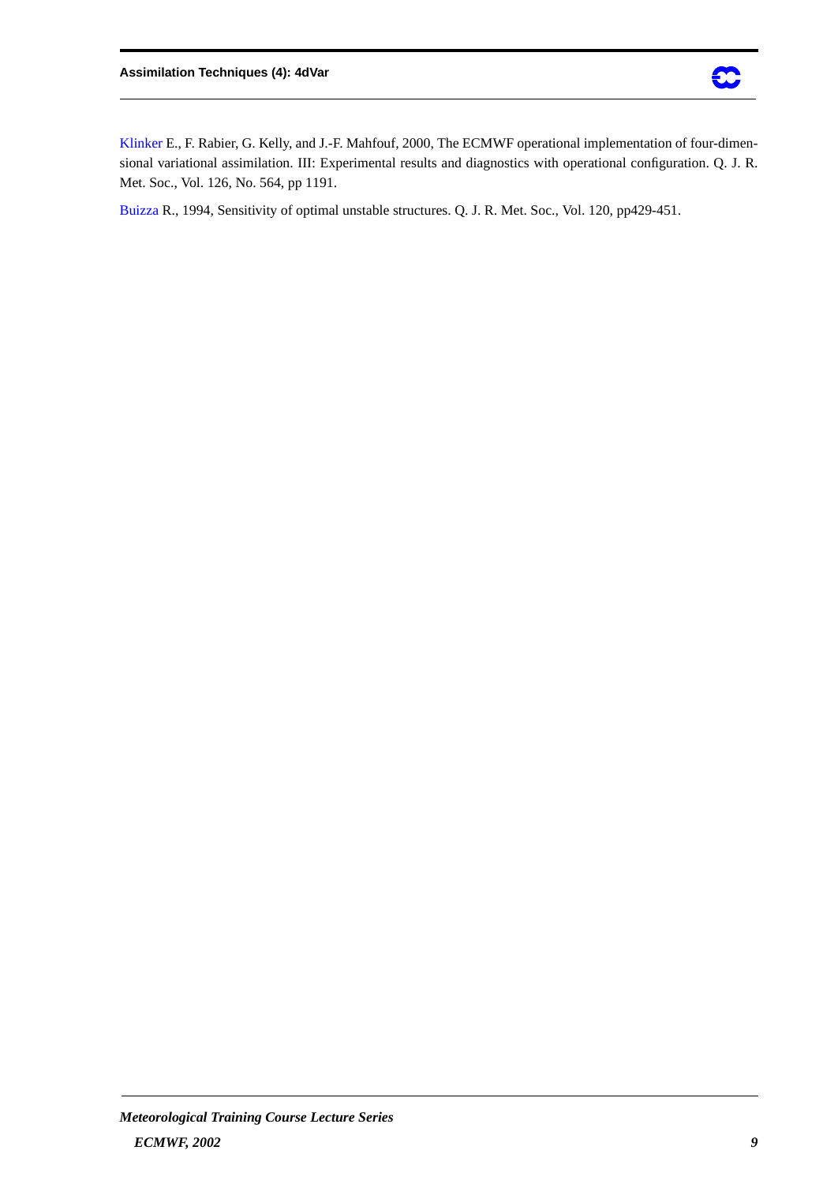Klinker E., F. Rabier, G. Kelly, and J.-F. Mahfouf, 2000, The ECMWF operational implementation of four-dimensional variational assimilation. III: Experimental results and diagnostics with operational configuration. Q. J. R. Met. Soc., Vol. 126, No. 564, pp 1191.

Buizza R., 1994, Sensitivity of optimal unstable structures. Q. J. R. Met. Soc., Vol. 120, pp429-451.